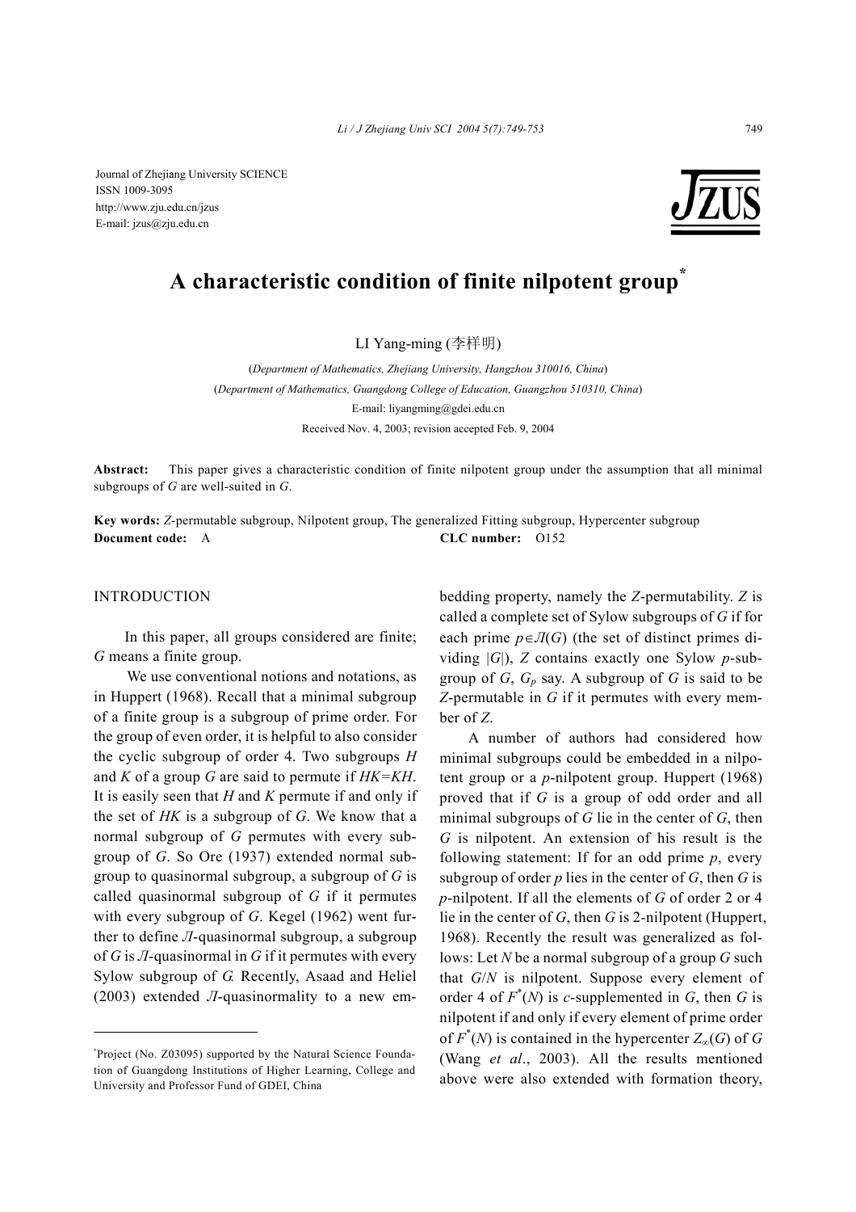Journal of Zhejiang University SCIENCE
ISSN 1009-3095
http://www.zju.edu.cn/jzus
E-mail: jzus@zju.edu.cn

# A characteristic condition of finite nilpotent group*

LI Yang-ming (李样明)

(*Department of Mathematics, Zhejiang University, Hangzhou 310016, China*)
(*Department of Mathematics, Guangdong College of Education, Guangzhou 510310, China*)
E-mail: liyangming@gdei.edu.cn
Received Nov. 4, 2003; revision accepted Feb. 9, 2004

**Abstract:** This paper gives a characteristic condition of finite nilpotent group under the assumption that all minimal subgroups of $G$ are well-suited in $G$.

**Key words:** $Z$-permutable subgroup, Nilpotent group, The generalized Fitting subgroup, Hypercenter subgroup
**Document code:** A **CLC number:** O152

## INTRODUCTION

In this paper, all groups considered are finite; $G$ means a finite group.

We use conventional notions and notations, as in Huppert (1968). Recall that a minimal subgroup of a finite group is a subgroup of prime order. For the group of even order, it is helpful to also consider the cyclic subgroup of order 4. Two subgroups $H$ and $K$ of a group $G$ are said to permute if $HK=KH$. It is easily seen that $H$ and $K$ permute if and only if the set of $HK$ is a subgroup of $G$. We know that a normal subgroup of $G$ permutes with every subgroup of $G$. So Ore (1937) extended normal subgroup to quasinormal subgroup, a subgroup of $G$ is called quasinormal subgroup of $G$ if it permutes with every subgroup of $G$. Kegel (1962) went further to define $\Pi$-quasinormal subgroup, a subgroup of $G$ is $\Pi$-quasinormal in $G$ if it permutes with every Sylow subgroup of $G$. Recently, Asaad and Heliel (2003) extended $\Pi$-quasinormality to a new embedding property, namely the $Z$-permutability. $Z$ is called a complete set of Sylow subgroups of $G$ if for each prime $p\in\Pi(G)$ (the set of distinct primes dividing $|G|$), $Z$ contains exactly one Sylow $p$-subgroup of $G$, $G_p$ say. A subgroup of $G$ is said to be $Z$-permutable in $G$ if it permutes with every member of $Z$.

A number of authors had considered how minimal subgroups could be embedded in a nilpotent group or a $p$-nilpotent group. Huppert (1968) proved that if $G$ is a group of odd order and all minimal subgroups of $G$ lie in the center of $G$, then $G$ is nilpotent. An extension of his result is the following statement: If for an odd prime $p$, every subgroup of order $p$ lies in the center of $G$, then $G$ is $p$-nilpotent. If all the elements of $G$ of order 2 or 4 lie in the center of $G$, then $G$ is 2-nilpotent (Huppert, 1968). Recently the result was generalized as follows: Let $N$ be a normal subgroup of a group $G$ such that $G/N$ is nilpotent. Suppose every element of order 4 of $F^*(N)$ is $c$-supplemented in $G$, then $G$ is nilpotent if and only if every element of prime order of $F^*(N)$ is contained in the hypercenter $Z_\infty(G)$ of $G$ (Wang *et al*., 2003). All the results mentioned above were also extended with formation theory,

---

*Project (No. Z03095) supported by the Natural Science Foundation of Guangdong Institutions of Higher Learning, College and University and Professor Fund of GDEI, China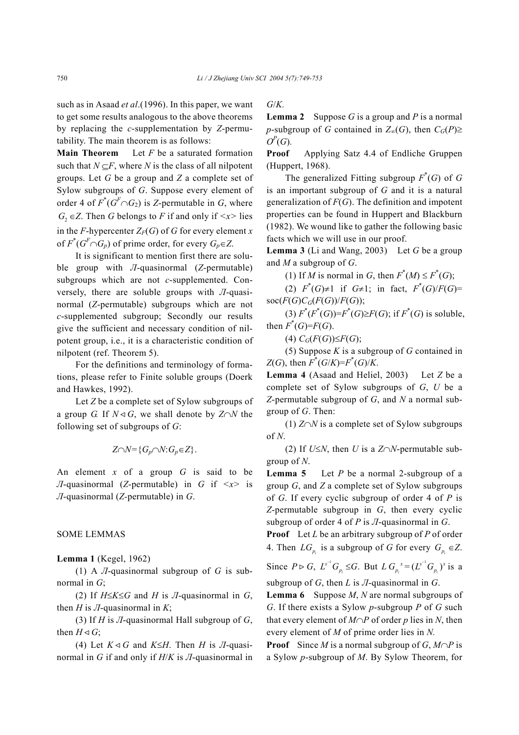such as in Asaad *et al*.(1996). In this paper, we want to get some results analogous to the above theorems by replacing the *c*-supplementation by *Z*-permutability. The main theorem is as follows:

**Main Theorem** Let $F$ be a saturated formation such that $N \subseteq F$, where $N$ is the class of all nilpotent groups. Let $G$ be a group and $Z$ a complete set of Sylow subgroups of $G$. Suppose every element of order 4 of $F^*(G^F \cap G_2)$ is $Z$-permutable in $G$, where $G_2 \in Z$. Then $G$ belongs to $F$ if and only if $<x>$ lies in the $F$-hypercenter $Z_F(G)$ of $G$ for every element $x$ of $F^*(G^F \cap G_p)$ of prime order, for every $G_p \in Z$.

It is significant to mention first there are soluble group with Л-quasinormal ($Z$-permutable) subgroups which are not $c$-supplemented. Conversely, there are soluble groups with Л-quasinormal ($Z$-permutable) subgroups which are not $c$-supplemented subgroup; Secondly our results give the sufficient and necessary condition of nilpotent group, i.e., it is a characteristic condition of nilpotent (ref. Theorem 5).

For the definitions and terminology of formations, please refer to Finite soluble groups (Doerk and Hawkes, 1992).

Let $Z$ be a complete set of Sylow subgroups of a group $G$. If $N \lhd G$, we shall denote by $Z \cap N$ the following set of subgroups of $G$:

$$Z \cap N = \{G_p \cap N : G_p \in Z\}.$$

An element $x$ of a group $G$ is said to be Л-quasinormal ($Z$-permutable) in $G$ if $<x>$ is Л-quasinormal ($Z$-permutable) in $G$.

## SOME LEMMAS

**Lemma 1** (Kegel, 1962)

(1) A Л-quasinormal subgroup of $G$ is subnormal in $G$;

(2) If $H \leq K \leq G$ and $H$ is Л-quasinormal in $G$, then $H$ is Л-quasinormal in $K$;

(3) If $H$ is Л-quasinormal Hall subgroup of $G$, then $H \lhd G$;

(4) Let $K \lhd G$ and $K \leq H$. Then $H$ is Л-quasinormal in $G$ if and only if $H/K$ is Л-quasinormal in $G/K$.

**Lemma 2** Suppose $G$ is a group and $P$ is a normal $p$-subgroup of $G$ contained in $Z_\infty(G)$, then $C_G(P) \geq O^P(G)$.

**Proof** Applying Satz 4.4 of Endliche Gruppen (Huppert, 1968).

The generalized Fitting subgroup $F^*(G)$ of $G$ is an important subgroup of $G$ and it is a natural generalization of $F(G)$. The definition and impotent properties can be found in Huppert and Blackburn (1982). We wound like to gather the following basic facts which we will use in our proof.

**Lemma 3** (Li and Wang, 2003) Let $G$ be a group and $M$ a subgroup of $G$.

(1) If $M$ is normal in $G$, then $F^*(M) \leq F^*(G)$;

(2) $F^*(G) \neq 1$ if $G \neq 1$; in fact, $F^*(G)/F(G) = \mathrm{soc}(F(G)C_G(F(G))/F(G))$;

(3) $F^*(F^*(G)) = F^*(G) \geq F(G)$; if $F^*(G)$ is soluble, then $F^*(G) = F(G)$.

(4) $C_G(F(G)) \leq F(G)$;

(5) Suppose $K$ is a subgroup of $G$ contained in $Z(G)$, then $F^*(G/K) = F^*(G)/K$.

**Lemma 4** (Asaad and Heliel, 2003) Let $Z$ be a complete set of Sylow subgroups of $G$, $U$ be a $Z$-permutable subgroup of $G$, and $N$ a normal subgroup of $G$. Then:

(1) $Z \cap N$ is a complete set of Sylow subgroups of $N$.

(2) If $U \leq N$, then $U$ is a $Z \cap N$-permutable subgroup of $N$.

**Lemma 5** Let $P$ be a normal 2-subgroup of a group $G$, and $Z$ a complete set of Sylow subgroups of $G$. If every cyclic subgroup of order 4 of $P$ is $Z$-permutable subgroup in $G$, then every cyclic subgroup of order 4 of $P$ is Л-quasinormal in $G$.

**Proof** Let $L$ be an arbitrary subgroup of $P$ of order 4. Then $LG_{p_i}$ is a subgroup of $G$ for every $G_{p_i} \in Z$. Since $P \rhd G$, $L^{x^{-1}} G_{p_i} \leq G$. But $L G_{p_i}{}^x = (L^{x^{-1}} G_{p_i})^x$ is a subgroup of $G$, then $L$ is Л-quasinormal in $G$.

**Lemma 6** Suppose $M$, $N$ are normal subgroups of $G$. If there exists a Sylow $p$-subgroup $P$ of $G$ such that every element of $M \cap P$ of order $p$ lies in $N$, then every element of $M$ of prime order lies in $N$.

**Proof** Since $M$ is a normal subgroup of $G$, $M \cap P$ is a Sylow $p$-subgroup of $M$. By Sylow Theorem, for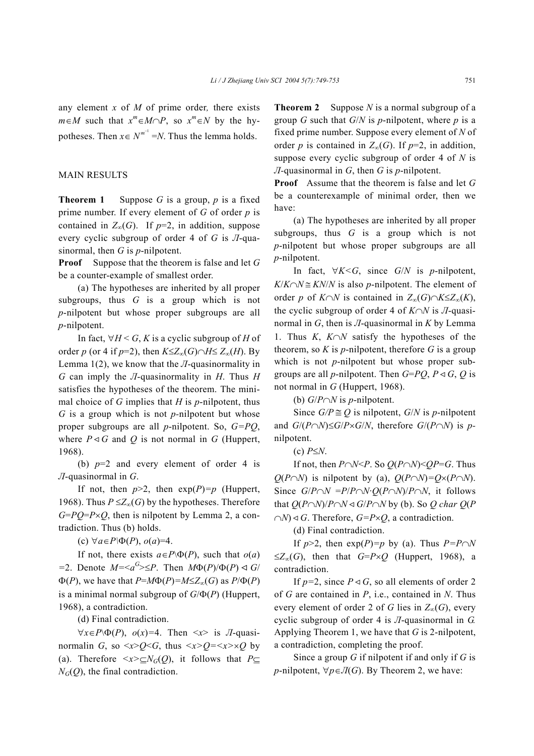any element $x$ of $M$ of prime order, there exists $m\in M$ such that $x^m\in M\cap P$, so $x^m\in N$ by the hypotheses. Then $x\in N^{m^{-1}}=N$. Thus the lemma holds.

## MAIN RESULTS

**Theorem 1** Suppose $G$ is a group, $p$ is a fixed prime number. If every element of $G$ of order $p$ is contained in $Z_\infty(G)$. If $p$=2, in addition, suppose every cyclic subgroup of order 4 of $G$ is $Л$-quasinormal, then $G$ is $p$-nilpotent.

**Proof** Suppose that the theorem is false and let $G$ be a counter-example of smallest order.

(a) The hypotheses are inherited by all proper subgroups, thus $G$ is a group which is not $p$-nilpotent but whose proper subgroups are all $p$-nilpotent.

In fact, $\forall H < G$, $K$ is a cyclic subgroup of $H$ of order $p$ (or 4 if $p$=2), then $K\le Z_\infty(G)\cap H\le Z_\infty(H)$. By Lemma 1(2), we know that the $Л$-quasinormality in $G$ can imply the $Л$-quasinormality in $H$. Thus $H$ satisfies the hypotheses of the theorem. The minimal choice of $G$ implies that $H$ is $p$-nilpotent, thus $G$ is a group which is not $p$-nilpotent but whose proper subgroups are all $p$-nilpotent. So, $G=PQ$, where $P\triangleleft G$ and $Q$ is not normal in $G$ (Huppert, 1968).

(b) $p$=2 and every element of order 4 is $Л$-quasinormal in $G$.

If not, then $p$>2, then $\exp(P)=p$ (Huppert, 1968). Thus $P\le Z_\infty(G)$ by the hypotheses. Therefore $G=PQ=P\times Q$, then is nilpotent by Lemma 2, a contradiction. Thus (b) holds.

(c) $\forall a\in P\backslash\Phi(P)$, $o(a)$=4.

If not, there exists $a\in P\backslash\Phi(P)$, such that $o(a)=2$. Denote $M=\langle a^G\rangle\le P$. Then $M\Phi(P)/\Phi(P)\triangleleft G/\Phi(P)$, we have that $P=M\Phi(P)=M\le Z_\infty(G)$ as $P/\Phi(P)$ is a minimal normal subgroup of $G/\Phi(P)$ (Huppert, 1968), a contradiction.

(d) Final contradiction.

$\forall x\in P\backslash\Phi(P)$, $o(x)$=4. Then $\langle x\rangle$ is $Л$-quasinormalin $G$, so $\langle x\rangle Q<G$, thus $\langle x\rangle Q=\langle x\rangle\times Q$ by (a). Therefore $\langle x\rangle\subseteq N_G(Q)$, it follows that $P\subseteq N_G(Q)$, the final contradiction.

**Theorem 2** Suppose $N$ is a normal subgroup of a group $G$ such that $G/N$ is $p$-nilpotent, where $p$ is a fixed prime number. Suppose every element of $N$ of order $p$ is contained in $Z_\infty(G)$. If $p$=2, in addition, suppose every cyclic subgroup of order 4 of $N$ is $Л$-quasinormal in $G$, then $G$ is $p$-nilpotent.

**Proof** Assume that the theorem is false and let $G$ be a counterexample of minimal order, then we have:

(a) The hypotheses are inherited by all proper subgroups, thus $G$ is a group which is not $p$-nilpotent but whose proper subgroups are all $p$-nilpotent.

In fact, $\forall K<G$, since $G/N$ is $p$-nilpotent, $K/K\cap N\cong KN/N$ is also $p$-nilpotent. The element of order $p$ of $K\cap N$ is contained in $Z_\infty(G)\cap K\le Z_\infty(K)$, the cyclic subgroup of order 4 of $K\cap N$ is $Л$-quasinormal in $G$, then is $Л$-quasinormal in $K$ by Lemma 1. Thus $K$, $K\cap N$ satisfy the hypotheses of the theorem, so $K$ is $p$-nilpotent, therefore $G$ is a group which is not $p$-nilpotent but whose proper subgroups are all $p$-nilpotent. Then $G=PQ$, $P\triangleleft G$, $Q$ is not normal in $G$ (Huppert, 1968).

(b) $G/P\cap N$ is $p$-nilpotent.

Since $G/P\cong Q$ is nilpotent, $G/N$ is $p$-nilpotent and $G/(P\cap N)\le G/P\times G/N$, therefore $G/(P\cap N)$ is $p$-nilpotent.

(c) $P\le N$.

If not, then $P\cap N<P$. So $Q(P\cap N)<QP=G$. Thus $Q(P\cap N)$ is nilpotent by (a), $Q(P\cap N)=Q\times(P\cap N)$. Since $G/P\cap N=P/P\cap N\cdot Q(P\cap N)/P\cap N$, it follows that $Q(P\cap N)/P\cap N\triangleleft G/P\cap N$ by (b). So $Q$ *char* $Q(P\cap N)\triangleleft G$. Therefore, $G=P\times Q$, a contradiction.

(d) Final contradiction.

If $p$>2, then $\exp(P)=p$ by (a). Thus $P=P\cap N\le Z_\infty(G)$, then that $G=P\times Q$ (Huppert, 1968), a contradiction.

If $p$=2, since $P\triangleleft G$, so all elements of order 2 of $G$ are contained in $P$, i.e., contained in $N$. Thus every element of order 2 of $G$ lies in $Z_\infty(G)$, every cyclic subgroup of order 4 is $Л$-quasinormal in $G$. Applying Theorem 1, we have that $G$ is 2-nilpotent, a contradiction, completing the proof.

Since a group $G$ if nilpotent if and only if $G$ is $p$-nilpotent, $\forall p\in Л(G)$. By Theorem 2, we have: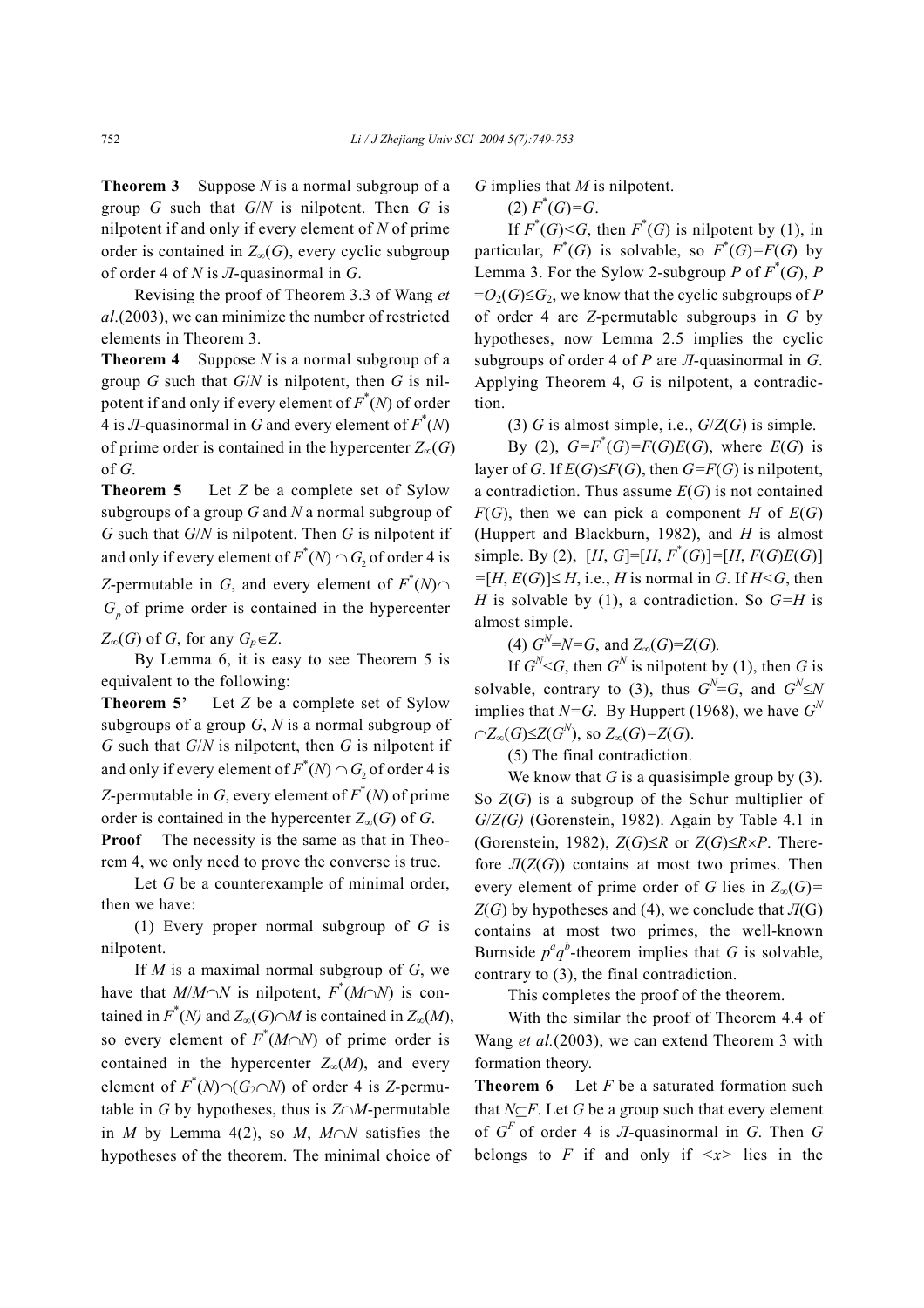**Theorem 3** Suppose $N$ is a normal subgroup of a group $G$ such that $G/N$ is nilpotent. Then $G$ is nilpotent if and only if every element of $N$ of prime order is contained in $Z_\infty(G)$, every cyclic subgroup of order 4 of $N$ is $\Pi$-quasinormal in $G$.

Revising the proof of Theorem 3.3 of Wang *et al*.(2003), we can minimize the number of restricted elements in Theorem 3.

**Theorem 4** Suppose $N$ is a normal subgroup of a group $G$ such that $G/N$ is nilpotent, then $G$ is nilpotent if and only if every element of $F^*(N)$ of order 4 is $\Pi$-quasinormal in $G$ and every element of $F^*(N)$ of prime order is contained in the hypercenter $Z_\infty(G)$ of $G$.

**Theorem 5** Let $Z$ be a complete set of Sylow subgroups of a group $G$ and $N$ a normal subgroup of $G$ such that $G/N$ is nilpotent. Then $G$ is nilpotent if and only if every element of $F^*(N)\cap G_2$ of order 4 is $Z$-permutable in $G$, and every element of $F^*(N)\cap G_p$ of prime order is contained in the hypercenter $Z_\infty(G)$ of $G$, for any $G_p\in Z$.

By Lemma 6, it is easy to see Theorem 5 is equivalent to the following:

**Theorem 5'** Let $Z$ be a complete set of Sylow subgroups of a group $G$, $N$ is a normal subgroup of $G$ such that $G/N$ is nilpotent, then $G$ is nilpotent if and only if every element of $F^*(N)\cap G_2$ of order 4 is $Z$-permutable in $G$, every element of $F^*(N)$ of prime order is contained in the hypercenter $Z_\infty(G)$ of $G$.

**Proof** The necessity is the same as that in Theorem 4, we only need to prove the converse is true.

Let $G$ be a counterexample of minimal order, then we have:

(1) Every proper normal subgroup of $G$ is nilpotent.

If $M$ is a maximal normal subgroup of $G$, we have that $M/M\cap N$ is nilpotent, $F^*(M\cap N)$ is contained in $F^*(N)$ and $Z_\infty(G)\cap M$ is contained in $Z_\infty(M)$, so every element of $F^*(M\cap N)$ of prime order is contained in the hypercenter $Z_\infty(M)$, and every element of $F^*(N)\cap(G_2\cap N)$ of order 4 is $Z$-permutable in $G$ by hypotheses, thus is $Z\cap M$-permutable in $M$ by Lemma 4(2), so $M$, $M\cap N$ satisfies the hypotheses of the theorem. The minimal choice of $G$ implies that $M$ is nilpotent.

(2) $F^*(G)=G$.

If $F^*(G)<G$, then $F^*(G)$ is nilpotent by (1), in particular, $F^*(G)$ is solvable, so $F^*(G)=F(G)$ by Lemma 3. For the Sylow 2-subgroup $P$ of $F^*(G)$, $P=O_2(G)\leq G_2$, we know that the cyclic subgroups of $P$ of order 4 are $Z$-permutable subgroups in $G$ by hypotheses, now Lemma 2.5 implies the cyclic subgroups of order 4 of $P$ are $\Pi$-quasinormal in $G$. Applying Theorem 4, $G$ is nilpotent, a contradiction.

(3) $G$ is almost simple, i.e., $G/Z(G)$ is simple.

By (2), $G=F^*(G)=F(G)E(G)$, where $E(G)$ is layer of $G$. If $E(G)\leq F(G)$, then $G=F(G)$ is nilpotent, a contradiction. Thus assume $E(G)$ is not contained $F(G)$, then we can pick a component $H$ of $E(G)$ (Huppert and Blackburn, 1982), and $H$ is almost simple. By (2), $[H, G]=[H, F^*(G)]=[H, F(G)E(G)]=[H, E(G)]\leq H$, i.e., $H$ is normal in $G$. If $H<G$, then $H$ is solvable by (1), a contradiction. So $G=H$ is almost simple.

(4) $G^N=N=G$, and $Z_\infty(G)=Z(G)$.

If $G^N<G$, then $G^N$ is nilpotent by (1), then $G$ is solvable, contrary to (3), thus $G^N=G$, and $G^N\leq N$ implies that $N=G$. By Huppert (1968), we have $G^N\cap Z_\infty(G)\leq Z(G^N)$, so $Z_\infty(G)=Z(G)$.

(5) The final contradiction.

We know that $G$ is a quasisimple group by (3). So $Z(G)$ is a subgroup of the Schur multiplier of $G/Z(G)$ (Gorenstein, 1982). Again by Table 4.1 in (Gorenstein, 1982), $Z(G)\leq R$ or $Z(G)\leq R\times P$. Therefore $\Pi(Z(G))$ contains at most two primes. Then every element of prime order of $G$ lies in $Z_\infty(G)=Z(G)$ by hypotheses and (4), we conclude that $\Pi(G)$ contains at most two primes, the well-known Burnside $p^aq^b$-theorem implies that $G$ is solvable, contrary to (3), the final contradiction.

This completes the proof of the theorem.

With the similar the proof of Theorem 4.4 of Wang *et al.*(2003), we can extend Theorem 3 with formation theory.

**Theorem 6** Let $F$ be a saturated formation such that $N\subseteq F$. Let $G$ be a group such that every element of $G^F$ of order 4 is $\Pi$-quasinormal in $G$. Then $G$ belongs to $F$ if and only if $<x>$ lies in the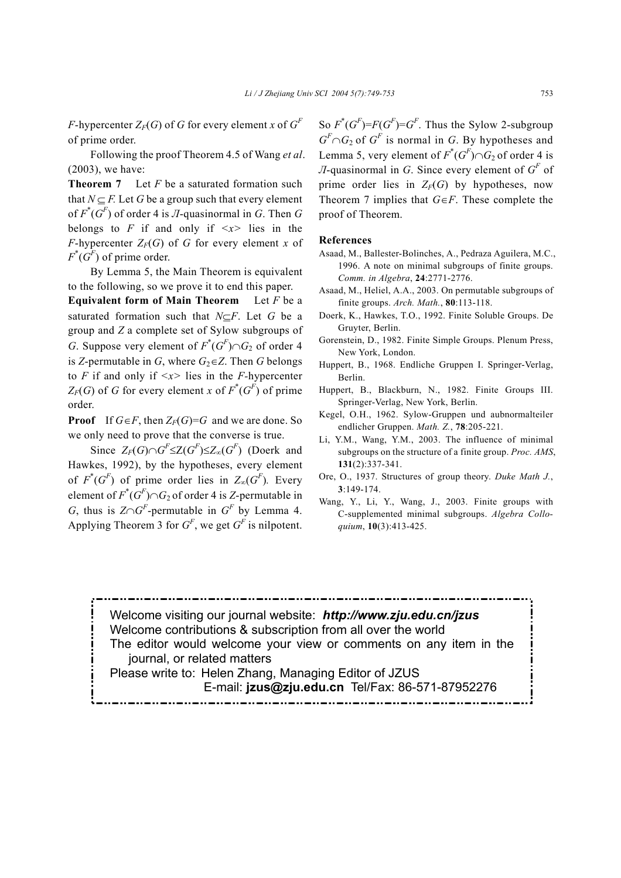$F$-hypercenter $Z_F(G)$ of $G$ for every element $x$ of $G^F$ of prime order.

Following the proof Theorem 4.5 of Wang *et al*. (2003), we have:

**Theorem 7** Let $F$ be a saturated formation such that $N \subseteq F$. Let $G$ be a group such that every element of $F^*(G^F)$ of order 4 is $\Pi$-quasinormal in $G$. Then $G$ belongs to $F$ if and only if $<x>$ lies in the $F$-hypercenter $Z_F(G)$ of $G$ for every element $x$ of $F^*(G^F)$ of prime order.

By Lemma 5, the Main Theorem is equivalent to the following, so we prove it to end this paper.

**Equivalent form of Main Theorem** Let $F$ be a saturated formation such that $N \subseteq F$. Let $G$ be a group and $Z$ a complete set of Sylow subgroups of $G$. Suppose very element of $F^*(G^F) \cap G_2$ of order 4 is $Z$-permutable in $G$, where $G_2 \in Z$. Then $G$ belongs to $F$ if and only if $<x>$ lies in the $F$-hypercenter $Z_F(G)$ of $G$ for every element $x$ of $F^*(G^F)$ of prime order.

**Proof** If $G \in F$, then $Z_F(G)=G$ and we are done. So we only need to prove that the converse is true.

Since $Z_F(G) \cap G^F \leq Z(G^F) \leq Z_\infty(G^F)$ (Doerk and Hawkes, 1992), by the hypotheses, every element of $F^*(G^F)$ of prime order lies in $Z_\infty(G^F)$. Every element of $F^*(G^F) \cap G_2$ of order 4 is $Z$-permutable in $G$, thus is $Z \cap G^F$-permutable in $G^F$ by Lemma 4. Applying Theorem 3 for $G^F$, we get $G^F$ is nilpotent. So $F^*(G^F)=F(G^F)=G^F$. Thus the Sylow 2-subgroup $G^F \cap G_2$ of $G^F$ is normal in $G$. By hypotheses and Lemma 5, very element of $F^*(G^F) \cap G_2$ of order 4 is $\Pi$-quasinormal in $G$. Since every element of $G^F$ of prime order lies in $Z_F(G)$ by hypotheses, now Theorem 7 implies that $G \in F$. These complete the proof of Theorem.

## References

Asaad, M., Ballester-Bolinches, A., Pedraza Aguilera, M.C., 1996. A note on minimal subgroups of finite groups. *Comm. in Algebra*, **24**:2771-2776.

Asaad, M., Heliel, A.A., 2003. On permutable subgroups of finite groups. *Arch. Math.*, **80**:113-118.

Doerk, K., Hawkes, T.O., 1992. Finite Soluble Groups. De Gruyter, Berlin.

Gorenstein, D., 1982. Finite Simple Groups. Plenum Press, New York, London.

Huppert, B., 1968. Endliche Gruppen I. Springer-Verlag, Berlin.

Huppert, B., Blackburn, N., 1982. Finite Groups III. Springer-Verlag, New York, Berlin.

Kegel, O.H., 1962. Sylow-Gruppen und aubnormalteiler endlicher Gruppen. *Math. Z.*, **78**:205-221.

Li, Y.M., Wang, Y.M., 2003. The influence of minimal subgroups on the structure of a finite group. *Proc. AMS*, **131**(2):337-341.

Ore, O., 1937. Structures of group theory. *Duke Math J.*, **3**:149-174.

Wang, Y., Li, Y., Wang, J., 2003. Finite groups with C-supplemented minimal subgroups. *Algebra Colloquium*, **10**(3):413-425.

Welcome visiting our journal website: ***http://www.zju.edu.cn/jzus***
Welcome contributions & subscription from all over the world
The editor would welcome your view or comments on any item in the journal, or related matters
Please write to: Helen Zhang, Managing Editor of JZUS
E-mail: **jzus@zju.edu.cn** Tel/Fax: 86-571-87952276